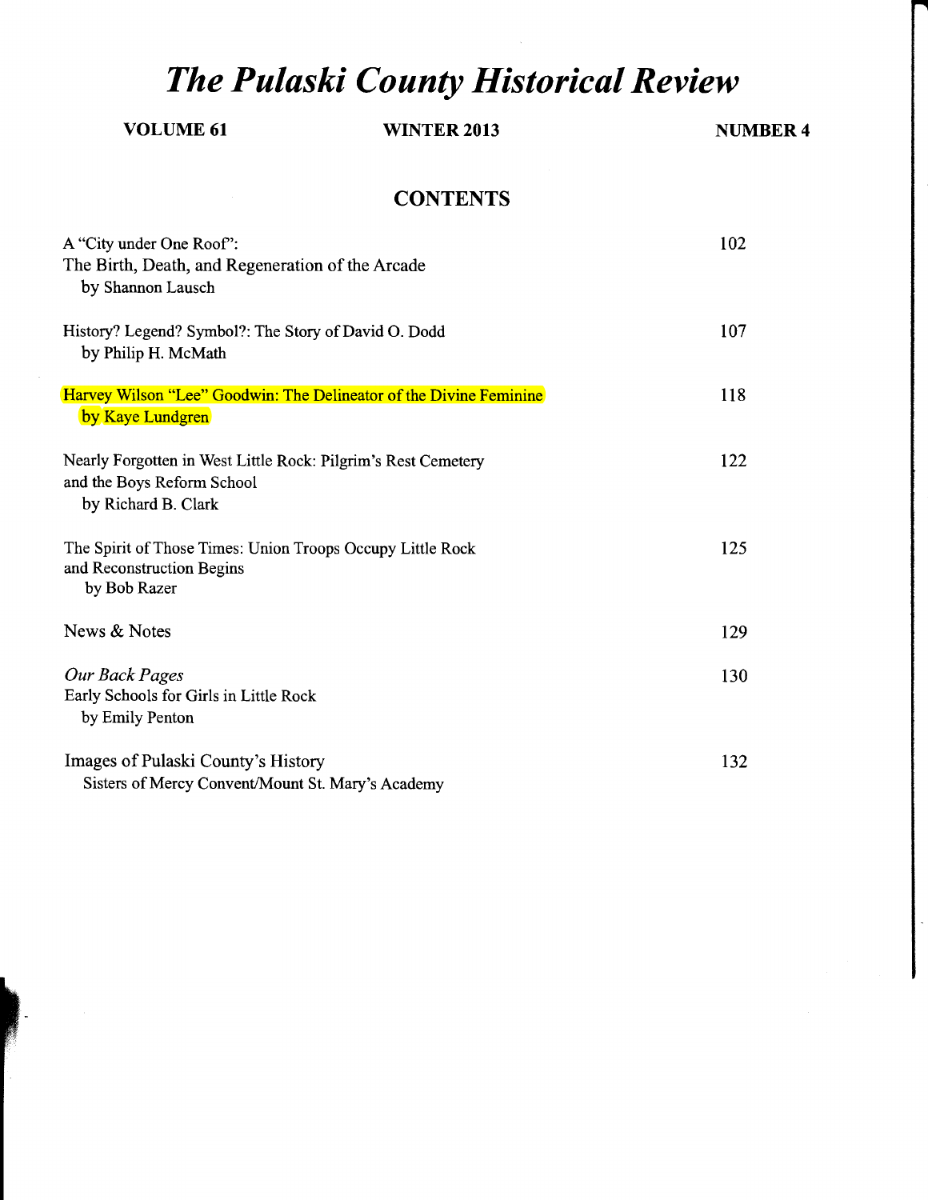# *The Pulaski County Historical Review*

**VOLUME 61** **WINTER 2013** **NUMBER 4**

## CONTENTS

| | |
|---|---|
| A "City under One Roof": The Birth, Death, and Regeneration of the Arcade by Shannon Lausch | 102 |
| History? Legend? Symbol?: The Story of David O. Dodd by Philip H. McMath | 107 |
| Harvey Wilson "Lee" Goodwin: The Delineator of the Divine Feminine by Kaye Lundgren | 118 |
| Nearly Forgotten in West Little Rock: Pilgrim's Rest Cemetery and the Boys Reform School by Richard B. Clark | 122 |
| The Spirit of Those Times: Union Troops Occupy Little Rock and Reconstruction Begins by Bob Razer | 125 |
| News & Notes | 129 |
| *Our Back Pages* Early Schools for Girls in Little Rock by Emily Penton | 130 |
| Images of Pulaski County's History Sisters of Mercy Convent/Mount St. Mary's Academy | 132 |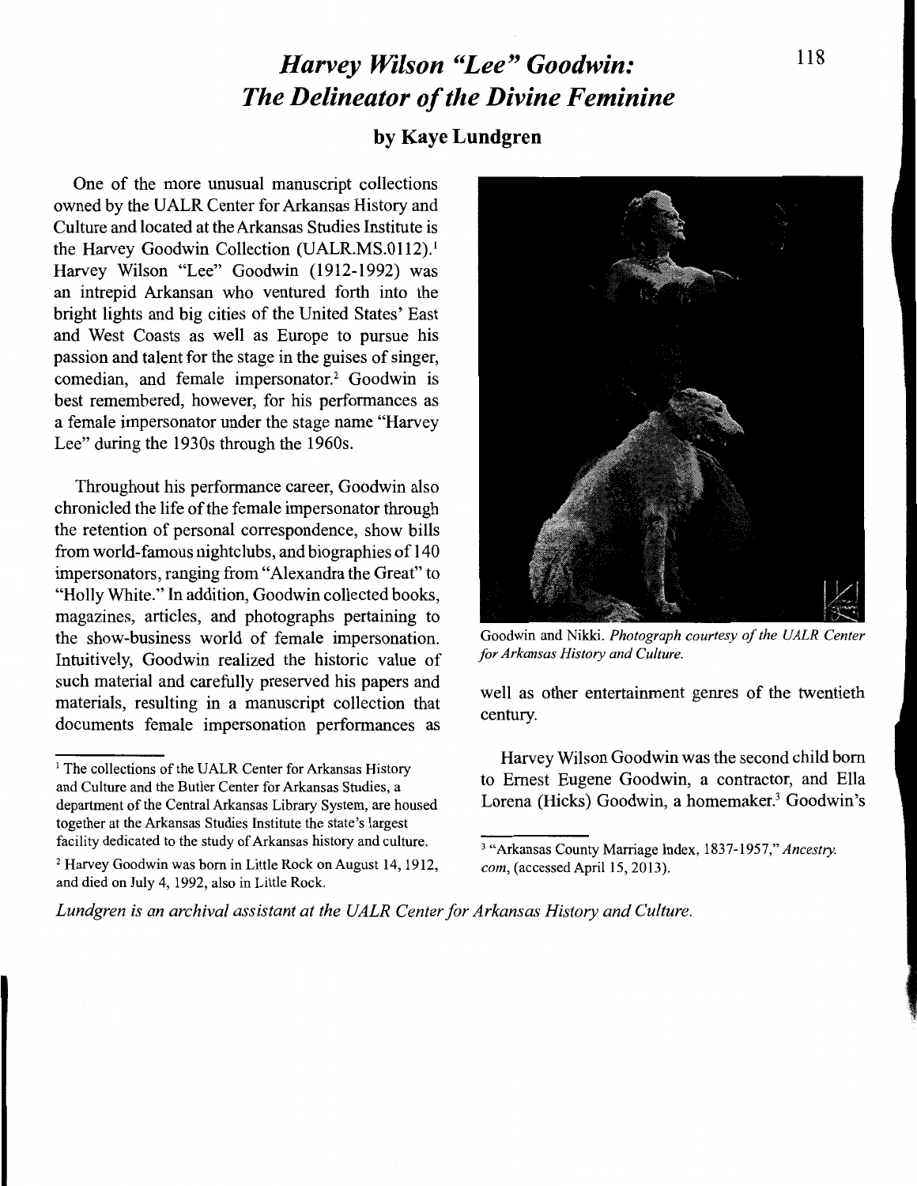# *Harvey Wilson "Lee" Goodwin: The Delineator of the Divine Feminine*

### by Kaye Lundgren

One of the more unusual manuscript collections owned by the UALR Center for Arkansas History and Culture and located at the Arkansas Studies Institute is the Harvey Goodwin Collection (UALR.MS.0112).[1] Harvey Wilson "Lee" Goodwin (1912-1992) was an intrepid Arkansan who ventured forth into the bright lights and big cities of the United States' East and West Coasts as well as Europe to pursue his passion and talent for the stage in the guises of singer, comedian, and female impersonator.[2] Goodwin is best remembered, however, for his performances as a female impersonator under the stage name "Harvey Lee" during the 1930s through the 1960s.

Throughout his performance career, Goodwin also chronicled the life of the female impersonator through the retention of personal correspondence, show bills from world-famous nightclubs, and biographies of 140 impersonators, ranging from "Alexandra the Great" to "Holly White." In addition, Goodwin collected books, magazines, articles, and photographs pertaining to the show-business world of female impersonation. Intuitively, Goodwin realized the historic value of such material and carefully preserved his papers and materials, resulting in a manuscript collection that documents female impersonation performances as well as other entertainment genres of the twentieth century.

Goodwin and Nikki. *Photograph courtesy of the UALR Center for Arkansas History and Culture.*

Harvey Wilson Goodwin was the second child born to Ernest Eugene Goodwin, a contractor, and Ella Lorena (Hicks) Goodwin, a homemaker.[3] Goodwin's

---

[1] The collections of the UALR Center for Arkansas History and Culture and the Butler Center for Arkansas Studies, a department of the Central Arkansas Library System, are housed together at the Arkansas Studies Institute the state's largest facility dedicated to the study of Arkansas history and culture.

[2] Harvey Goodwin was born in Little Rock on August 14, 1912, and died on July 4, 1992, also in Little Rock.

[3] "Arkansas County Marriage Index, 1837-1957," *Ancestry.com*, (accessed April 15, 2013).

*Lundgren is an archival assistant at the UALR Center for Arkansas History and Culture.*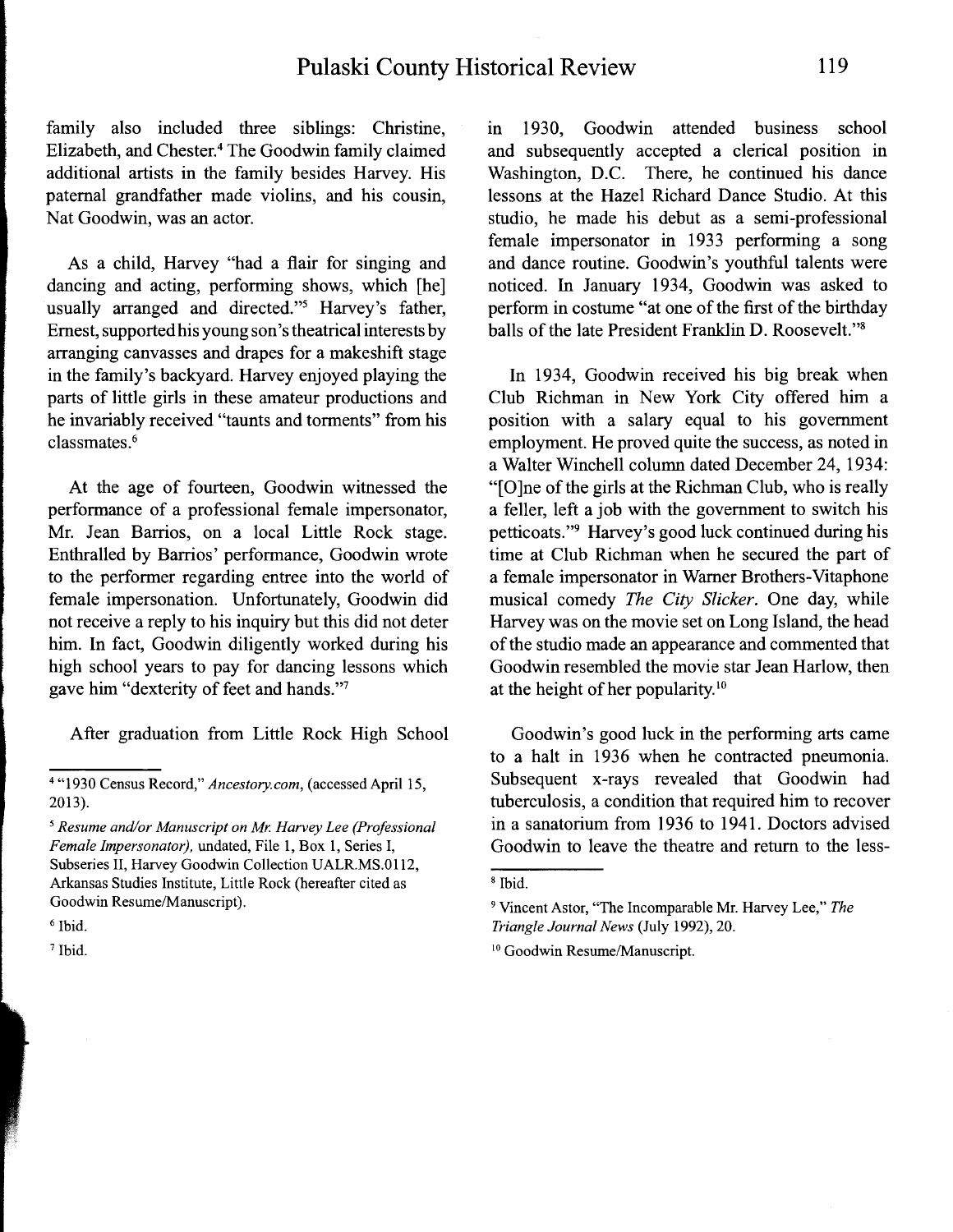family also included three siblings: Christine, Elizabeth, and Chester.[4] The Goodwin family claimed additional artists in the family besides Harvey. His paternal grandfather made violins, and his cousin, Nat Goodwin, was an actor.

As a child, Harvey "had a flair for singing and dancing and acting, performing shows, which [he] usually arranged and directed."[5] Harvey's father, Ernest, supported his young son's theatrical interests by arranging canvasses and drapes for a makeshift stage in the family's backyard. Harvey enjoyed playing the parts of little girls in these amateur productions and he invariably received "taunts and torments" from his classmates.[6]

At the age of fourteen, Goodwin witnessed the performance of a professional female impersonator, Mr. Jean Barrios, on a local Little Rock stage. Enthralled by Barrios' performance, Goodwin wrote to the performer regarding entree into the world of female impersonation. Unfortunately, Goodwin did not receive a reply to his inquiry but this did not deter him. In fact, Goodwin diligently worked during his high school years to pay for dancing lessons which gave him "dexterity of feet and hands."[7]

After graduation from Little Rock High School in 1930, Goodwin attended business school and subsequently accepted a clerical position in Washington, D.C. There, he continued his dance lessons at the Hazel Richard Dance Studio. At this studio, he made his debut as a semi-professional female impersonator in 1933 performing a song and dance routine. Goodwin's youthful talents were noticed. In January 1934, Goodwin was asked to perform in costume "at one of the first of the birthday balls of the late President Franklin D. Roosevelt."[8]

In 1934, Goodwin received his big break when Club Richman in New York City offered him a position with a salary equal to his government employment. He proved quite the success, as noted in a Walter Winchell column dated December 24, 1934: "[O]ne of the girls at the Richman Club, who is really a feller, left a job with the government to switch his petticoats."[9] Harvey's good luck continued during his time at Club Richman when he secured the part of a female impersonator in Warner Brothers-Vitaphone musical comedy *The City Slicker*. One day, while Harvey was on the movie set on Long Island, the head of the studio made an appearance and commented that Goodwin resembled the movie star Jean Harlow, then at the height of her popularity.[10]

Goodwin's good luck in the performing arts came to a halt in 1936 when he contracted pneumonia. Subsequent x-rays revealed that Goodwin had tuberculosis, a condition that required him to recover in a sanatorium from 1936 to 1941. Doctors advised Goodwin to leave the theatre and return to the less-

---

[4] "1930 Census Record," *Ancestory.com*, (accessed April 15, 2013).

[5] *Resume and/or Manuscript on Mr. Harvey Lee (Professional Female Impersonator)*, undated, File 1, Box 1, Series I, Subseries II, Harvey Goodwin Collection UALR.MS.0112, Arkansas Studies Institute, Little Rock (hereafter cited as Goodwin Resume/Manuscript).

[6] Ibid.

[7] Ibid.

[8] Ibid.

[9] Vincent Astor, "The Incomparable Mr. Harvey Lee," *The Triangle Journal News* (July 1992), 20.

[10] Goodwin Resume/Manuscript.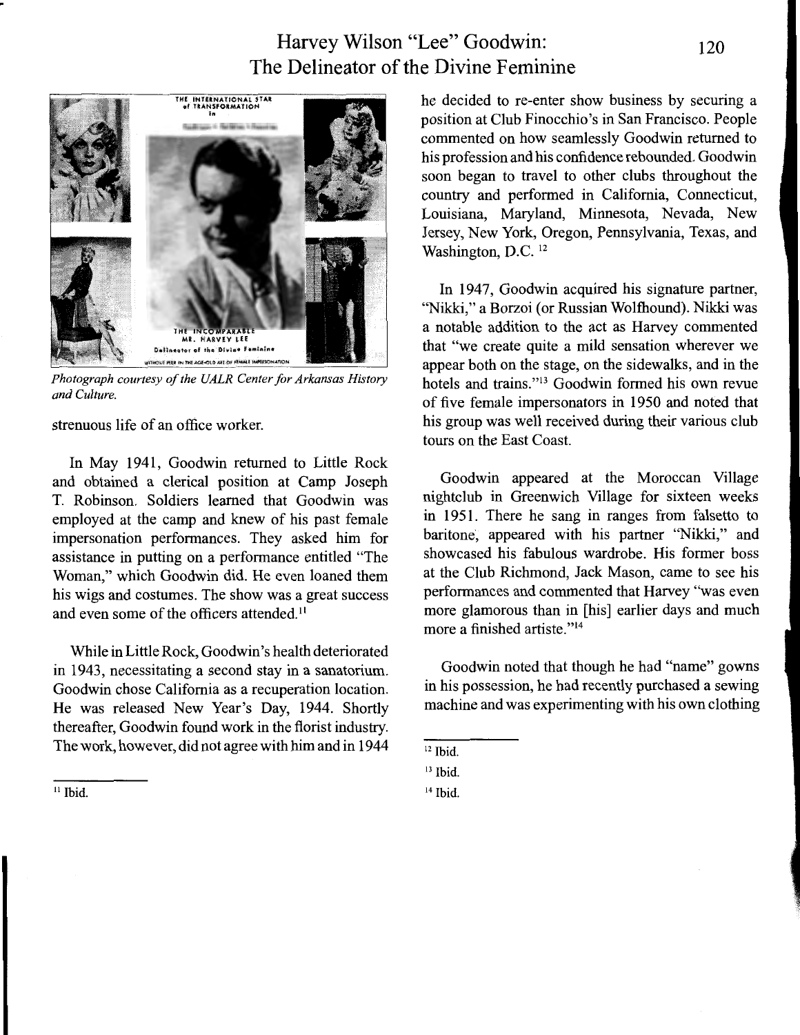Photograph courtesy of the UALR Center for Arkansas History and Culture.

strenuous life of an office worker.

In May 1941, Goodwin returned to Little Rock and obtained a clerical position at Camp Joseph T. Robinson. Soldiers learned that Goodwin was employed at the camp and knew of his past female impersonation performances. They asked him for assistance in putting on a performance entitled "The Woman," which Goodwin did. He even loaned them his wigs and costumes. The show was a great success and even some of the officers attended.[11]

While in Little Rock, Goodwin's health deteriorated in 1943, necessitating a second stay in a sanatorium. Goodwin chose California as a recuperation location. He was released New Year's Day, 1944. Shortly thereafter, Goodwin found work in the florist industry. The work, however, did not agree with him and in 1944 he decided to re-enter show business by securing a position at Club Finocchio's in San Francisco. People commented on how seamlessly Goodwin returned to his profession and his confidence rebounded. Goodwin soon began to travel to other clubs throughout the country and performed in California, Connecticut, Louisiana, Maryland, Minnesota, Nevada, New Jersey, New York, Oregon, Pennsylvania, Texas, and Washington, D.C. [12]

In 1947, Goodwin acquired his signature partner, "Nikki," a Borzoi (or Russian Wolfhound). Nikki was a notable addition to the act as Harvey commented that "we create quite a mild sensation wherever we appear both on the stage, on the sidewalks, and in the hotels and trains."[13] Goodwin formed his own revue of five female impersonators in 1950 and noted that his group was well received during their various club tours on the East Coast.

Goodwin appeared at the Moroccan Village nightclub in Greenwich Village for sixteen weeks in 1951. There he sang in ranges from falsetto to baritone, appeared with his partner "Nikki," and showcased his fabulous wardrobe. His former boss at the Club Richmond, Jack Mason, came to see his performances and commented that Harvey "was even more glamorous than in [his] earlier days and much more a finished artiste."[14]

Goodwin noted that though he had "name" gowns in his possession, he had recently purchased a sewing machine and was experimenting with his own clothing

---

[11] Ibid.

[12] Ibid.

[13] Ibid.

[14] Ibid.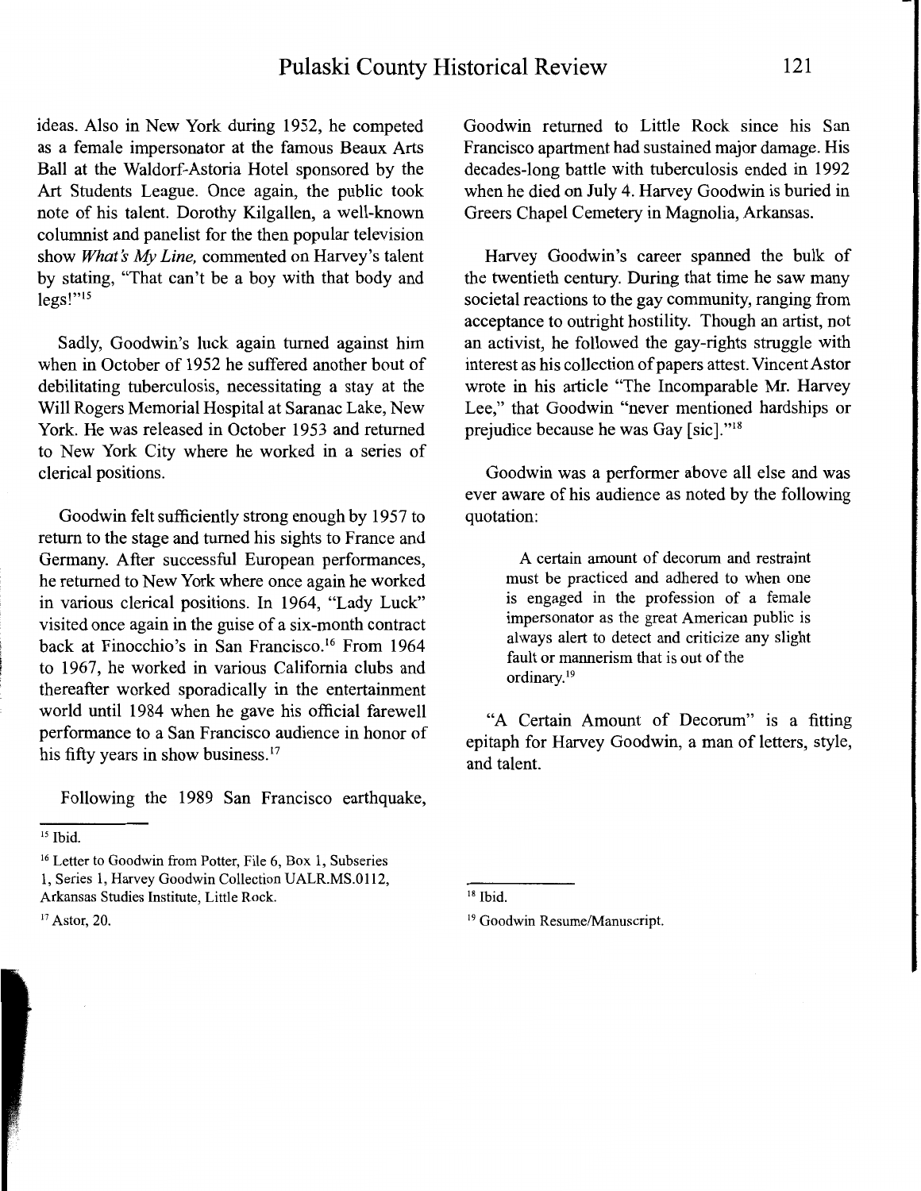ideas. Also in New York during 1952, he competed as a female impersonator at the famous Beaux Arts Ball at the Waldorf-Astoria Hotel sponsored by the Art Students League. Once again, the public took note of his talent. Dorothy Kilgallen, a well-known columnist and panelist for the then popular television show *What's My Line,* commented on Harvey's talent by stating, "That can't be a boy with that body and legs!"[15]

Sadly, Goodwin's luck again turned against him when in October of 1952 he suffered another bout of debilitating tuberculosis, necessitating a stay at the Will Rogers Memorial Hospital at Saranac Lake, New York. He was released in October 1953 and returned to New York City where he worked in a series of clerical positions.

Goodwin felt sufficiently strong enough by 1957 to return to the stage and turned his sights to France and Germany. After successful European performances, he returned to New York where once again he worked in various clerical positions. In 1964, "Lady Luck" visited once again in the guise of a six-month contract back at Finocchio's in San Francisco.[16] From 1964 to 1967, he worked in various California clubs and thereafter worked sporadically in the entertainment world until 1984 when he gave his official farewell performance to a San Francisco audience in honor of his fifty years in show business.[17]

Following the 1989 San Francisco earthquake, Goodwin returned to Little Rock since his San Francisco apartment had sustained major damage. His decades-long battle with tuberculosis ended in 1992 when he died on July 4. Harvey Goodwin is buried in Greers Chapel Cemetery in Magnolia, Arkansas.

Harvey Goodwin's career spanned the bulk of the twentieth century. During that time he saw many societal reactions to the gay community, ranging from acceptance to outright hostility. Though an artist, not an activist, he followed the gay-rights struggle with interest as his collection of papers attest. Vincent Astor wrote in his article "The Incomparable Mr. Harvey Lee," that Goodwin "never mentioned hardships or prejudice because he was Gay [sic]."[18]

Goodwin was a performer above all else and was ever aware of his audience as noted by the following quotation:

> A certain amount of decorum and restraint must be practiced and adhered to when one is engaged in the profession of a female impersonator as the great American public is always alert to detect and criticize any slight fault or mannerism that is out of the ordinary.[19]

"A Certain Amount of Decorum" is a fitting epitaph for Harvey Goodwin, a man of letters, style, and talent.

---

[15] Ibid.

[16] Letter to Goodwin from Potter, File 6, Box 1, Subseries 1, Series 1, Harvey Goodwin Collection UALR.MS.0112, Arkansas Studies Institute, Little Rock.

[17] Astor, 20.

[18] Ibid.

[19] Goodwin Resume/Manuscript.